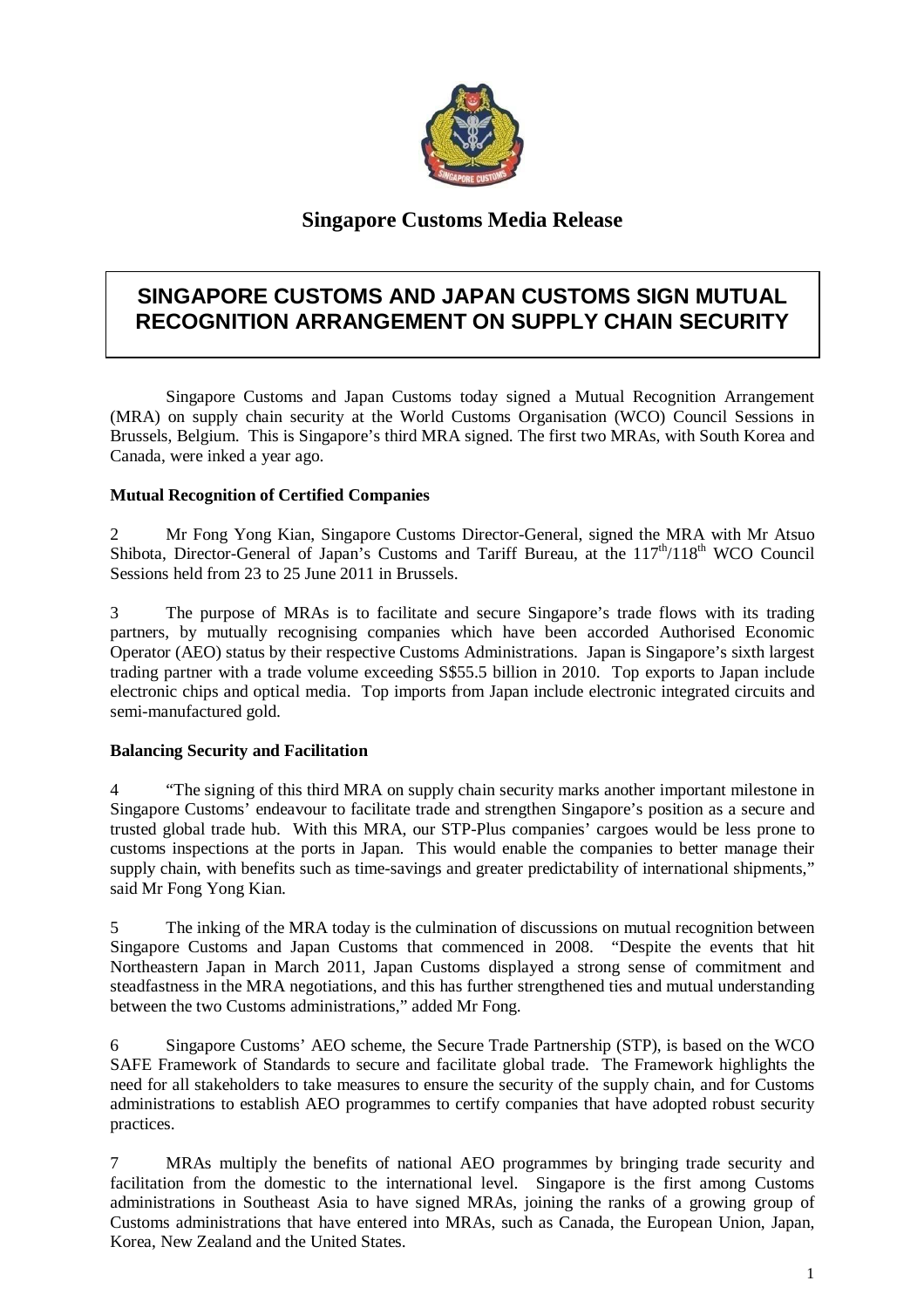**Singapore Customs Media Release**

# SINGAPORE CUSTOMS AND JAPAN CUSTOMS SIGN MUTUAL RECOGNITION ARRANGEMENT ON SUPPLY CHAIN SECURITY

Singapore Customs and Japan Customs today signed a Mutual Recognition Arrangement (MRA) on supply chain security at the World Customs Organisation (WCO) Council Sessions in Brussels, Belgium. This is Singapore's third MRA signed. The first two MRAs, with South Korea and Canada, were inked a year ago.

**Mutual Recognition of Certified Companies**

2 Mr Fong Yong Kian, Singapore Customs Director-General, signed the MRA with Mr Atsuo Shibota, Director-General of Japan's Customs and Tariff Bureau, at the 117th/118th WCO Council Sessions held from 23 to 25 June 2011 in Brussels.

3 The purpose of MRAs is to facilitate and secure Singapore's trade flows with its trading partners, by mutually recognising companies which have been accorded Authorised Economic Operator (AEO) status by their respective Customs Administrations. Japan is Singapore's sixth largest trading partner with a trade volume exceeding S$55.5 billion in 2010. Top exports to Japan include electronic chips and optical media. Top imports from Japan include electronic integrated circuits and semi-manufactured gold.

**Balancing Security and Facilitation**

4 "The signing of this third MRA on supply chain security marks another important milestone in Singapore Customs' endeavour to facilitate trade and strengthen Singapore's position as a secure and trusted global trade hub. With this MRA, our STP-Plus companies' cargoes would be less prone to customs inspections at the ports in Japan. This would enable the companies to better manage their supply chain, with benefits such as time-savings and greater predictability of international shipments," said Mr Fong Yong Kian.

5 The inking of the MRA today is the culmination of discussions on mutual recognition between Singapore Customs and Japan Customs that commenced in 2008. "Despite the events that hit Northeastern Japan in March 2011, Japan Customs displayed a strong sense of commitment and steadfastness in the MRA negotiations, and this has further strengthened ties and mutual understanding between the two Customs administrations," added Mr Fong.

6 Singapore Customs' AEO scheme, the Secure Trade Partnership (STP), is based on the WCO SAFE Framework of Standards to secure and facilitate global trade. The Framework highlights the need for all stakeholders to take measures to ensure the security of the supply chain, and for Customs administrations to establish AEO programmes to certify companies that have adopted robust security practices.

7 MRAs multiply the benefits of national AEO programmes by bringing trade security and facilitation from the domestic to the international level. Singapore is the first among Customs administrations in Southeast Asia to have signed MRAs, joining the ranks of a growing group of Customs administrations that have entered into MRAs, such as Canada, the European Union, Japan, Korea, New Zealand and the United States.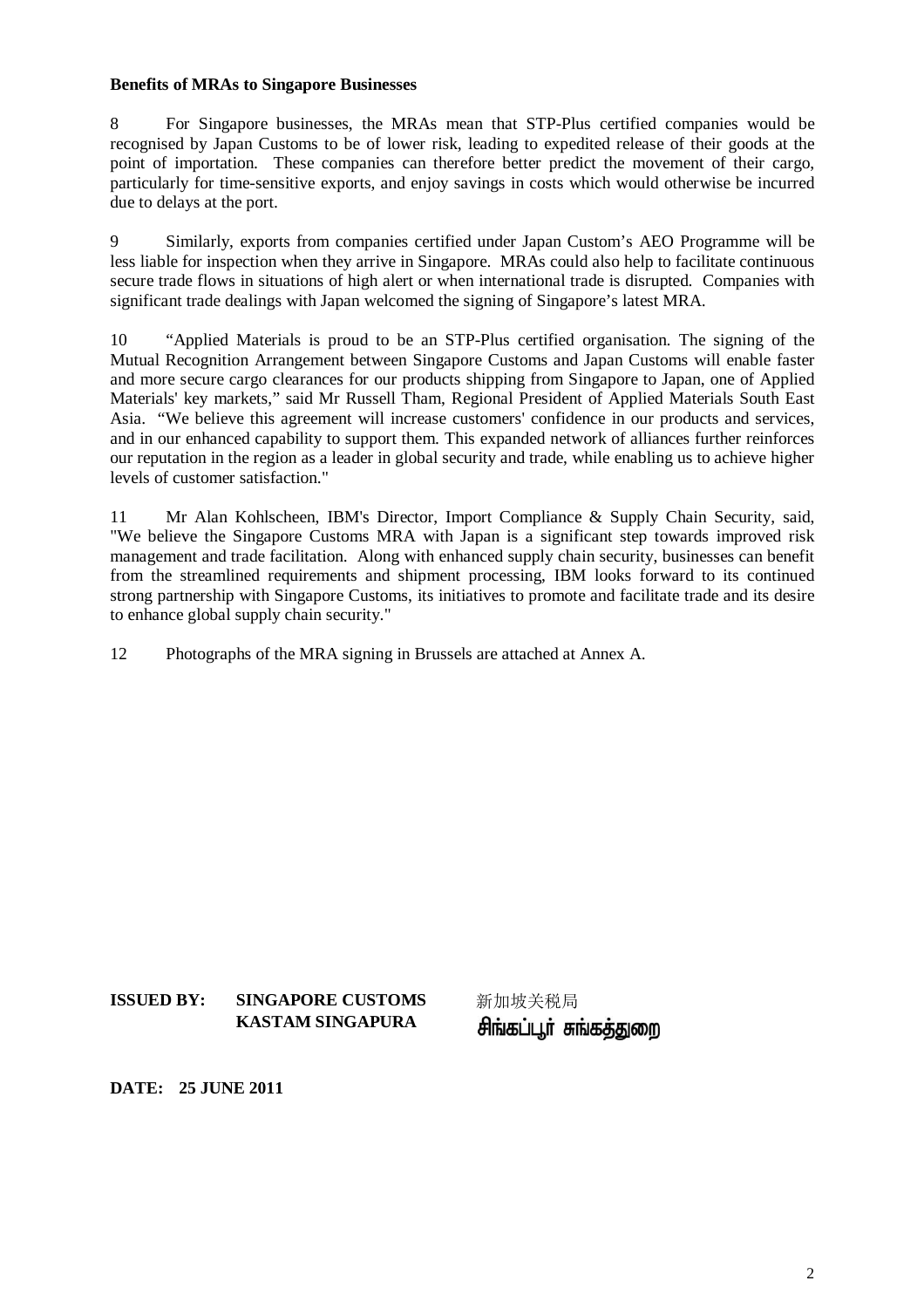**Benefits of MRAs to Singapore Businesses**

8 For Singapore businesses, the MRAs mean that STP-Plus certified companies would be recognised by Japan Customs to be of lower risk, leading to expedited release of their goods at the point of importation. These companies can therefore better predict the movement of their cargo, particularly for time-sensitive exports, and enjoy savings in costs which would otherwise be incurred due to delays at the port.

9 Similarly, exports from companies certified under Japan Custom's AEO Programme will be less liable for inspection when they arrive in Singapore. MRAs could also help to facilitate continuous secure trade flows in situations of high alert or when international trade is disrupted. Companies with significant trade dealings with Japan welcomed the signing of Singapore's latest MRA.

10 "Applied Materials is proud to be an STP-Plus certified organisation. The signing of the Mutual Recognition Arrangement between Singapore Customs and Japan Customs will enable faster and more secure cargo clearances for our products shipping from Singapore to Japan, one of Applied Materials' key markets," said Mr Russell Tham, Regional President of Applied Materials South East Asia. "We believe this agreement will increase customers' confidence in our products and services, and in our enhanced capability to support them. This expanded network of alliances further reinforces our reputation in the region as a leader in global security and trade, while enabling us to achieve higher levels of customer satisfaction."

11 Mr Alan Kohlscheen, IBM's Director, Import Compliance & Supply Chain Security, said, "We believe the Singapore Customs MRA with Japan is a significant step towards improved risk management and trade facilitation. Along with enhanced supply chain security, businesses can benefit from the streamlined requirements and shipment processing, IBM looks forward to its continued strong partnership with Singapore Customs, its initiatives to promote and facilitate trade and its desire to enhance global supply chain security."

12 Photographs of the MRA signing in Brussels are attached at Annex A.

**ISSUED BY: SINGAPORE CUSTOMS**
**KASTAM SINGAPURA**
新加坡关税局
சிங்கப்பூர் சுங்கத்துறை

**DATE: 25 JUNE 2011**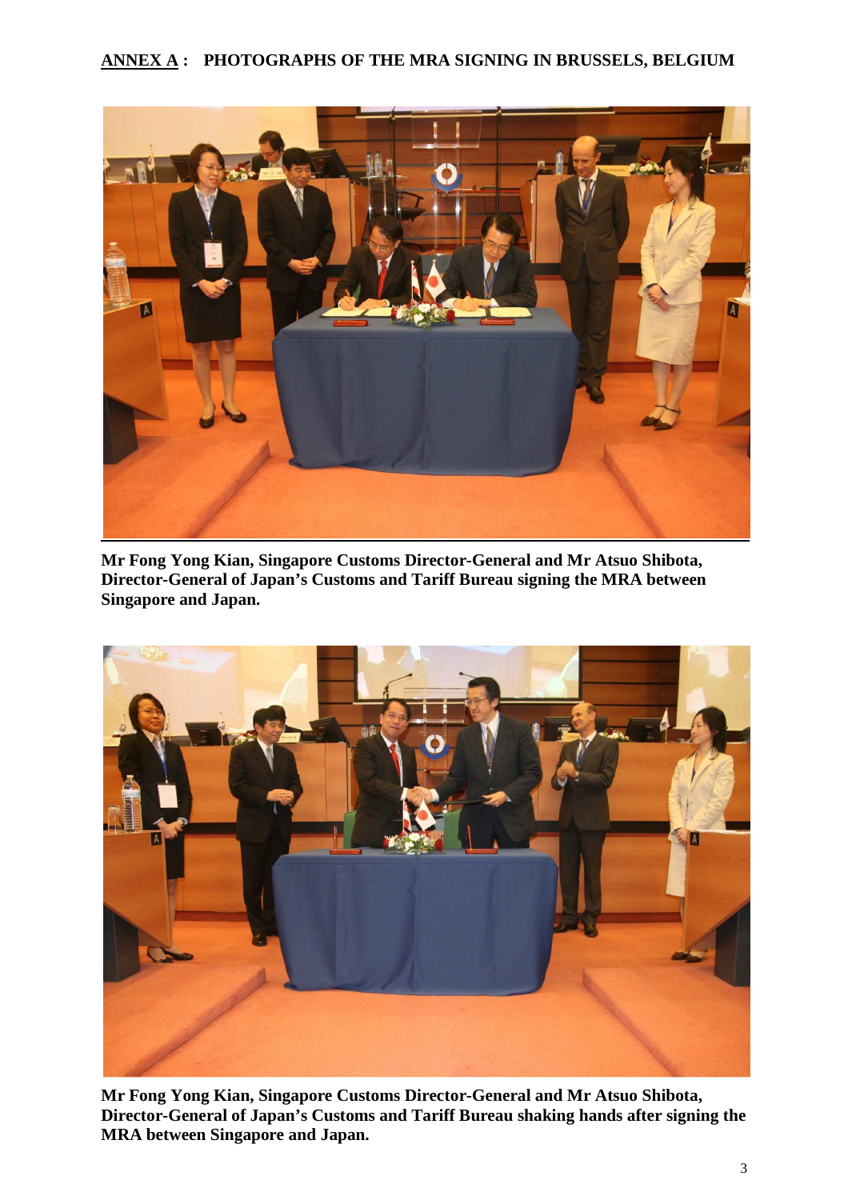**ANNEX A : PHOTOGRAPHS OF THE MRA SIGNING IN BRUSSELS, BELGIUM**

**Mr Fong Yong Kian, Singapore Customs Director-General and Mr Atsuo Shibota, Director-General of Japan's Customs and Tariff Bureau signing the MRA between Singapore and Japan.**

**Mr Fong Yong Kian, Singapore Customs Director-General and Mr Atsuo Shibota, Director-General of Japan's Customs and Tariff Bureau shaking hands after signing the MRA between Singapore and Japan.**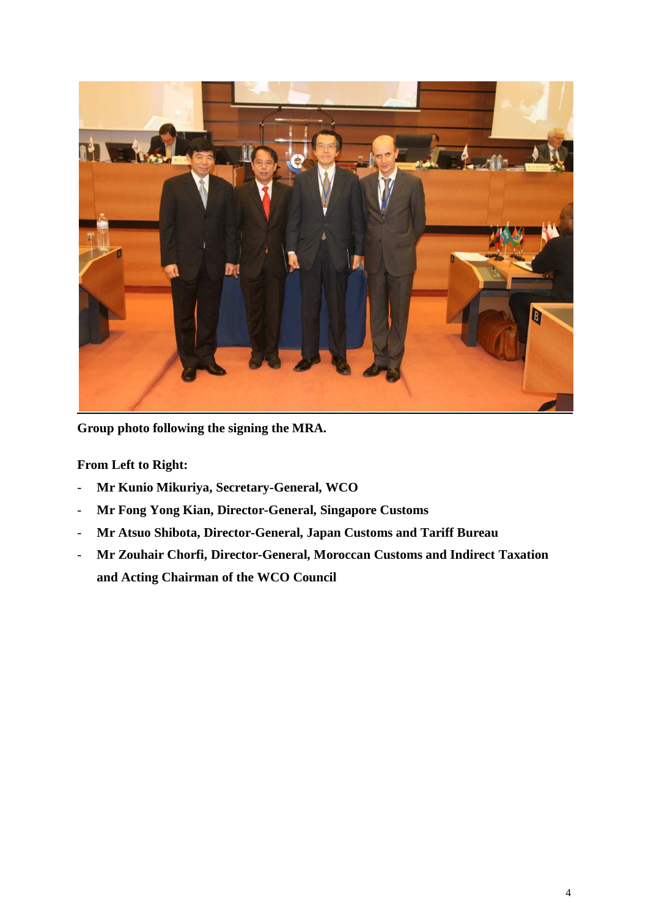**Group photo following the signing the MRA.**

**From Left to Right:**

- **Mr Kunio Mikuriya, Secretary-General, WCO**
- **Mr Fong Yong Kian, Director-General, Singapore Customs**
- **Mr Atsuo Shibota, Director-General, Japan Customs and Tariff Bureau**
- **Mr Zouhair Chorfi, Director-General, Moroccan Customs and Indirect Taxation and Acting Chairman of the WCO Council**